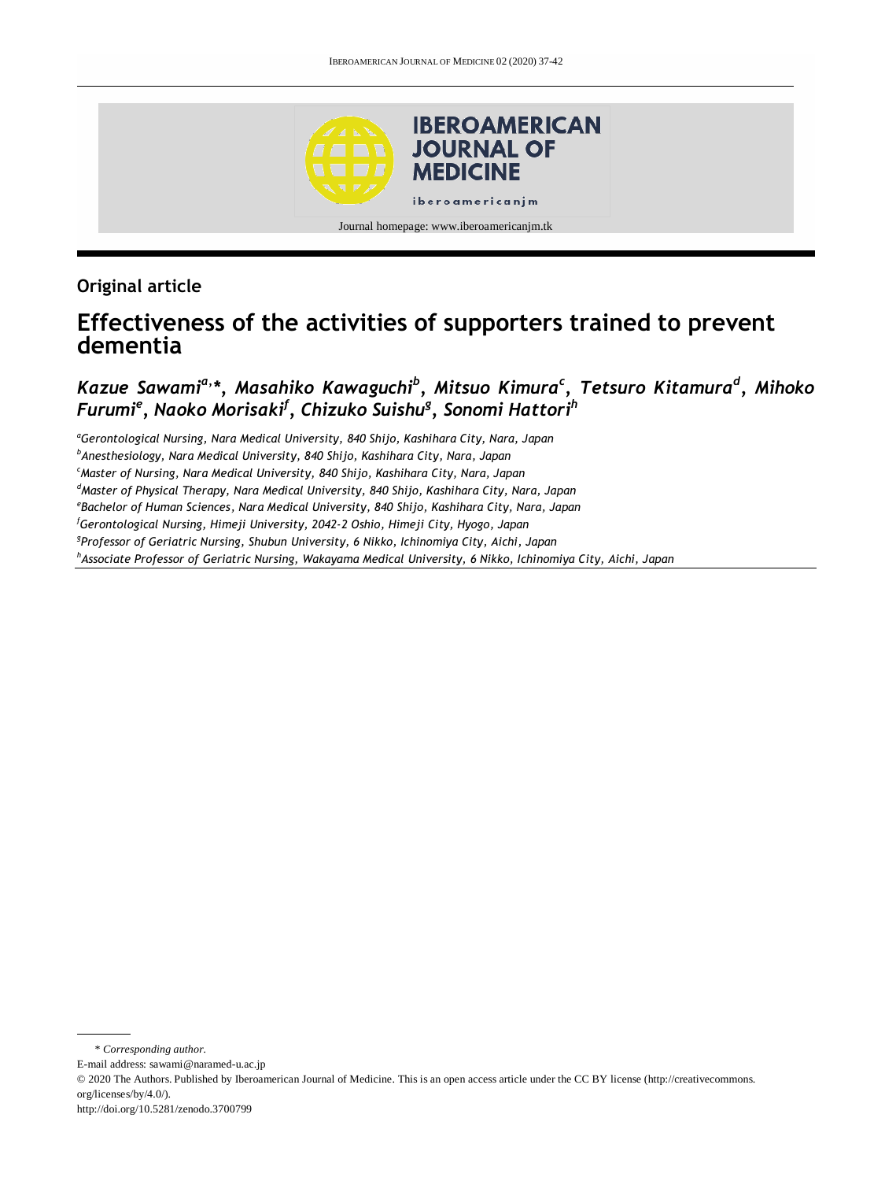Original article

# Effectiveness of the activities of supporters trained to prevent dementia

*Kazue Sawami[a,*], Masahiko Kawaguchi[b], Mitsuo Kimura[c], Tetsuro Kitamura[d], Mihoko Furumi[e], Naoko Morisaki[f], Chizuko Suishu[g], Sonomi Hattori[h]*

[a]*Gerontological Nursing, Nara Medical University, 840 Shijo, Kashihara City, Nara, Japan*

[b]*Anesthesiology, Nara Medical University, 840 Shijo, Kashihara City, Nara, Japan*

[c]*Master of Nursing, Nara Medical University, 840 Shijo, Kashihara City, Nara, Japan*

[d]*Master of Physical Therapy, Nara Medical University, 840 Shijo, Kashihara City, Nara, Japan*

[e]*Bachelor of Human Sciences, Nara Medical University, 840 Shijo, Kashihara City, Nara, Japan*

[f]*Gerontological Nursing, Himeji University, 2042-2 Oshio, Himeji City, Hyogo, Japan*

[g]*Professor of Geriatric Nursing, Shubun University, 6 Nikko, Ichinomiya City, Aichi, Japan*

[h]*Associate Professor of Geriatric Nursing, Wakayama Medical University, 6 Nikko, Ichinomiya City, Aichi, Japan*

\* *Corresponding author.*

E-mail address: sawami@naramed-u.ac.jp

© 2020 The Authors. Published by Iberoamerican Journal of Medicine. This is an open access article under the CC BY license (http://creativecommons.org/licenses/by/4.0/).

http://doi.org/10.5281/zenodo.3700799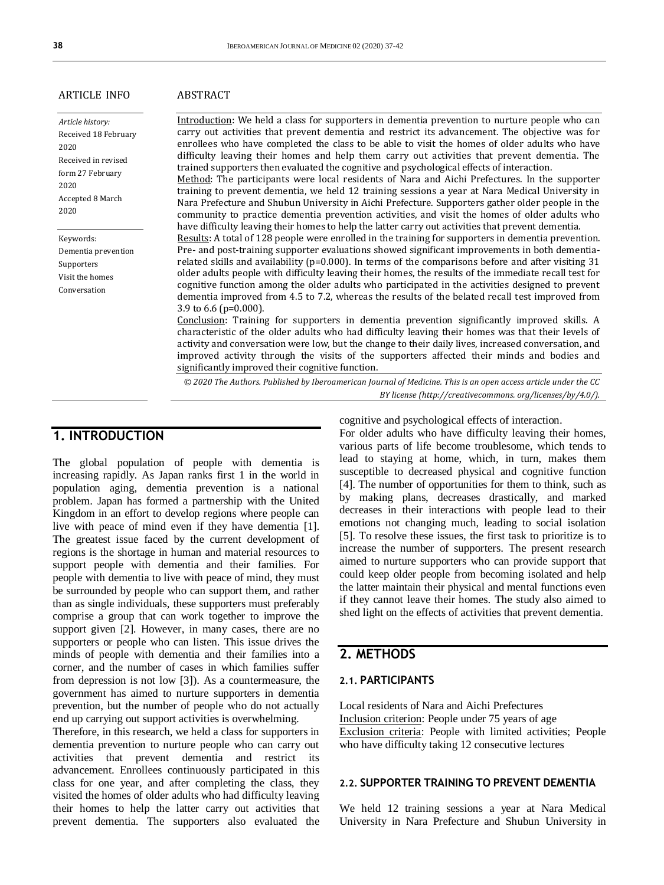ARTICLE INFO

*Article history:*
Received 18 February 2020
Received in revised form 27 February 2020
Accepted 8 March 2020

Keywords:
Dementia prevention
Supporters
Visit the homes
Conversation

ABSTRACT

Introduction: We held a class for supporters in dementia prevention to nurture people who can carry out activities that prevent dementia and restrict its advancement. The objective was for enrollees who have completed the class to be able to visit the homes of older adults who have difficulty leaving their homes and help them carry out activities that prevent dementia. The trained supporters then evaluated the cognitive and psychological effects of interaction.
Method: The participants were local residents of Nara and Aichi Prefectures. In the supporter training to prevent dementia, we held 12 training sessions a year at Nara Medical University in Nara Prefecture and Shubun University in Aichi Prefecture. Supporters gather older people in the community to practice dementia prevention activities, and visit the homes of older adults who have difficulty leaving their homes to help the latter carry out activities that prevent dementia.
Results: A total of 128 people were enrolled in the training for supporters in dementia prevention. Pre- and post-training supporter evaluations showed significant improvements in both dementia-related skills and availability (p=0.000). In terms of the comparisons before and after visiting 31 older adults people with difficulty leaving their homes, the results of the immediate recall test for cognitive function among the older adults who participated in the activities designed to prevent dementia improved from 4.5 to 7.2, whereas the results of the belated recall test improved from 3.9 to 6.6 (p=0.000).
Conclusion: Training for supporters in dementia prevention significantly improved skills. A characteristic of the older adults who had difficulty leaving their homes was that their levels of activity and conversation were low, but the change to their daily lives, increased conversation, and improved activity through the visits of the supporters affected their minds and bodies and significantly improved their cognitive function.

*© 2020 The Authors. Published by Iberoamerican Journal of Medicine. This is an open access article under the CC BY license (http://creativecommons. org/licenses/by/4.0/).*

## 1. INTRODUCTION

The global population of people with dementia is increasing rapidly. As Japan ranks first 1 in the world in population aging, dementia prevention is a national problem. Japan has formed a partnership with the United Kingdom in an effort to develop regions where people can live with peace of mind even if they have dementia [1]. The greatest issue faced by the current development of regions is the shortage in human and material resources to support people with dementia and their families. For people with dementia to live with peace of mind, they must be surrounded by people who can support them, and rather than as single individuals, these supporters must preferably comprise a group that can work together to improve the support given [2]. However, in many cases, there are no supporters or people who can listen. This issue drives the minds of people with dementia and their families into a corner, and the number of cases in which families suffer from depression is not low [3]). As a countermeasure, the government has aimed to nurture supporters in dementia prevention, but the number of people who do not actually end up carrying out support activities is overwhelming.

Therefore, in this research, we held a class for supporters in dementia prevention to nurture people who can carry out activities that prevent dementia and restrict its advancement. Enrollees continuously participated in this class for one year, and after completing the class, they visited the homes of older adults who had difficulty leaving their homes to help the latter carry out activities that prevent dementia. The supporters also evaluated the cognitive and psychological effects of interaction.

For older adults who have difficulty leaving their homes, various parts of life become troublesome, which tends to lead to staying at home, which, in turn, makes them susceptible to decreased physical and cognitive function [4]. The number of opportunities for them to think, such as by making plans, decreases drastically, and marked decreases in their interactions with people lead to their emotions not changing much, leading to social isolation [5]. To resolve these issues, the first task to prioritize is to increase the number of supporters. The present research aimed to nurture supporters who can provide support that could keep older people from becoming isolated and help the latter maintain their physical and mental functions even if they cannot leave their homes. The study also aimed to shed light on the effects of activities that prevent dementia.

## 2. METHODS

### 2.1. PARTICIPANTS

Local residents of Nara and Aichi Prefectures
Inclusion criterion: People under 75 years of age
Exclusion criteria: People with limited activities; People who have difficulty taking 12 consecutive lectures

### 2.2. SUPPORTER TRAINING TO PREVENT DEMENTIA

We held 12 training sessions a year at Nara Medical University in Nara Prefecture and Shubun University in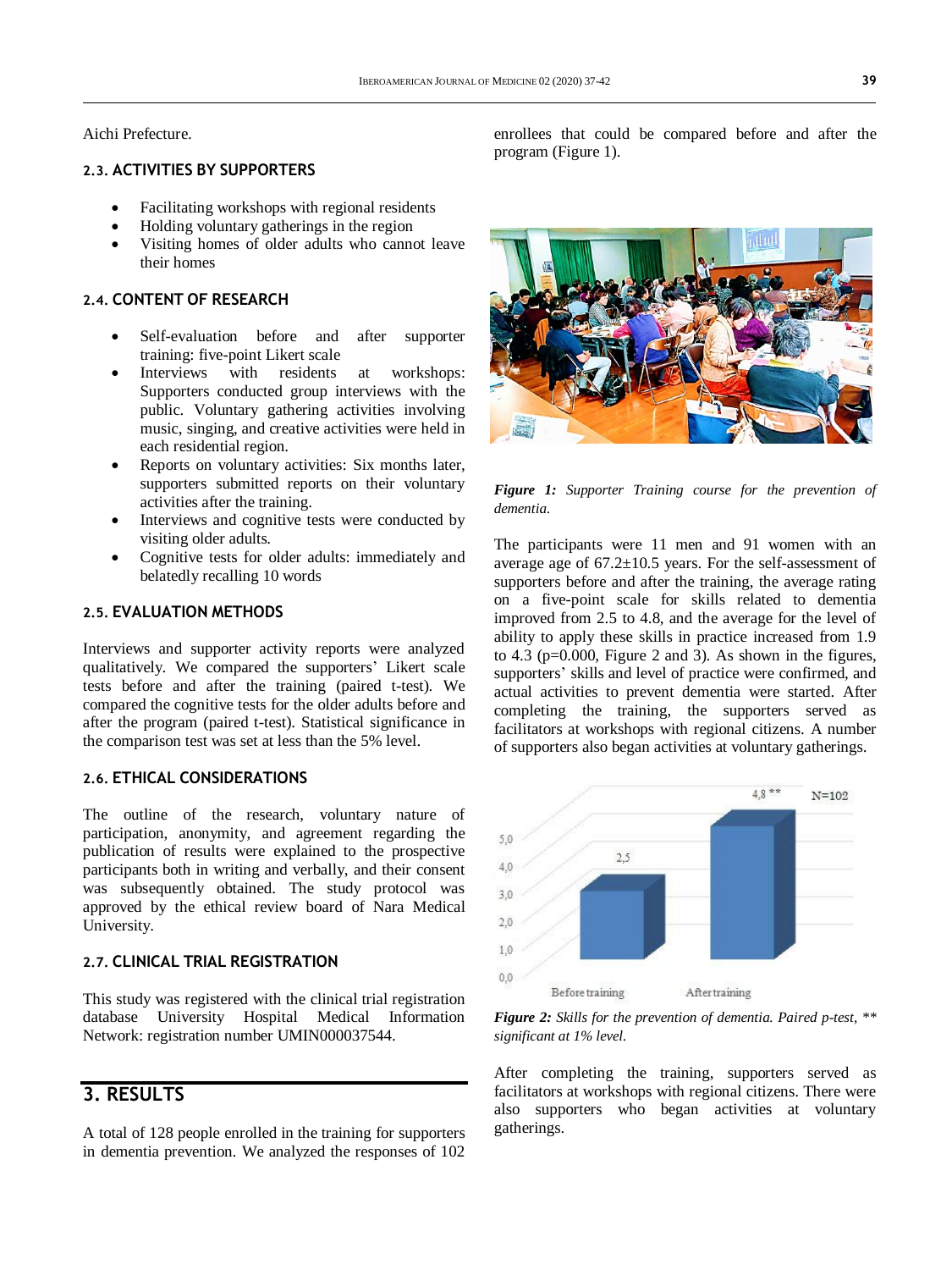Aichi Prefecture.

### 2.3. ACTIVITIES BY SUPPORTERS

- Facilitating workshops with regional residents
- Holding voluntary gatherings in the region
- Visiting homes of older adults who cannot leave their homes

### 2.4. CONTENT OF RESEARCH

- Self-evaluation before and after supporter training: five-point Likert scale
- Interviews with residents at workshops: Supporters conducted group interviews with the public. Voluntary gathering activities involving music, singing, and creative activities were held in each residential region.
- Reports on voluntary activities: Six months later, supporters submitted reports on their voluntary activities after the training.
- Interviews and cognitive tests were conducted by visiting older adults.
- Cognitive tests for older adults: immediately and belatedly recalling 10 words

### 2.5. EVALUATION METHODS

Interviews and supporter activity reports were analyzed qualitatively. We compared the supporters' Likert scale tests before and after the training (paired t-test). We compared the cognitive tests for the older adults before and after the program (paired t-test). Statistical significance in the comparison test was set at less than the 5% level.

### 2.6. ETHICAL CONSIDERATIONS

The outline of the research, voluntary nature of participation, anonymity, and agreement regarding the publication of results were explained to the prospective participants both in writing and verbally, and their consent was subsequently obtained. The study protocol was approved by the ethical review board of Nara Medical University.

### 2.7. CLINICAL TRIAL REGISTRATION

This study was registered with the clinical trial registration database University Hospital Medical Information Network: registration number UMIN000037544.

## 3. RESULTS

A total of 128 people enrolled in the training for supporters in dementia prevention. We analyzed the responses of 102 enrollees that could be compared before and after the program (Figure 1).

***Figure 1:*** *Supporter Training course for the prevention of dementia.*

The participants were 11 men and 91 women with an average age of 67.2±10.5 years. For the self-assessment of supporters before and after the training, the average rating on a five-point scale for skills related to dementia improved from 2.5 to 4.8, and the average for the level of ability to apply these skills in practice increased from 1.9 to 4.3 ($p=0.000$, Figure 2 and 3). As shown in the figures, supporters' skills and level of practice were confirmed, and actual activities to prevent dementia were started. After completing the training, the supporters served as facilitators at workshops with regional citizens. A number of supporters also began activities at voluntary gatherings.

***Figure 2:*** *Skills for the prevention of dementia. Paired p-test, \*\* significant at 1% level.*

After completing the training, supporters served as facilitators at workshops with regional citizens. There were also supporters who began activities at voluntary gatherings.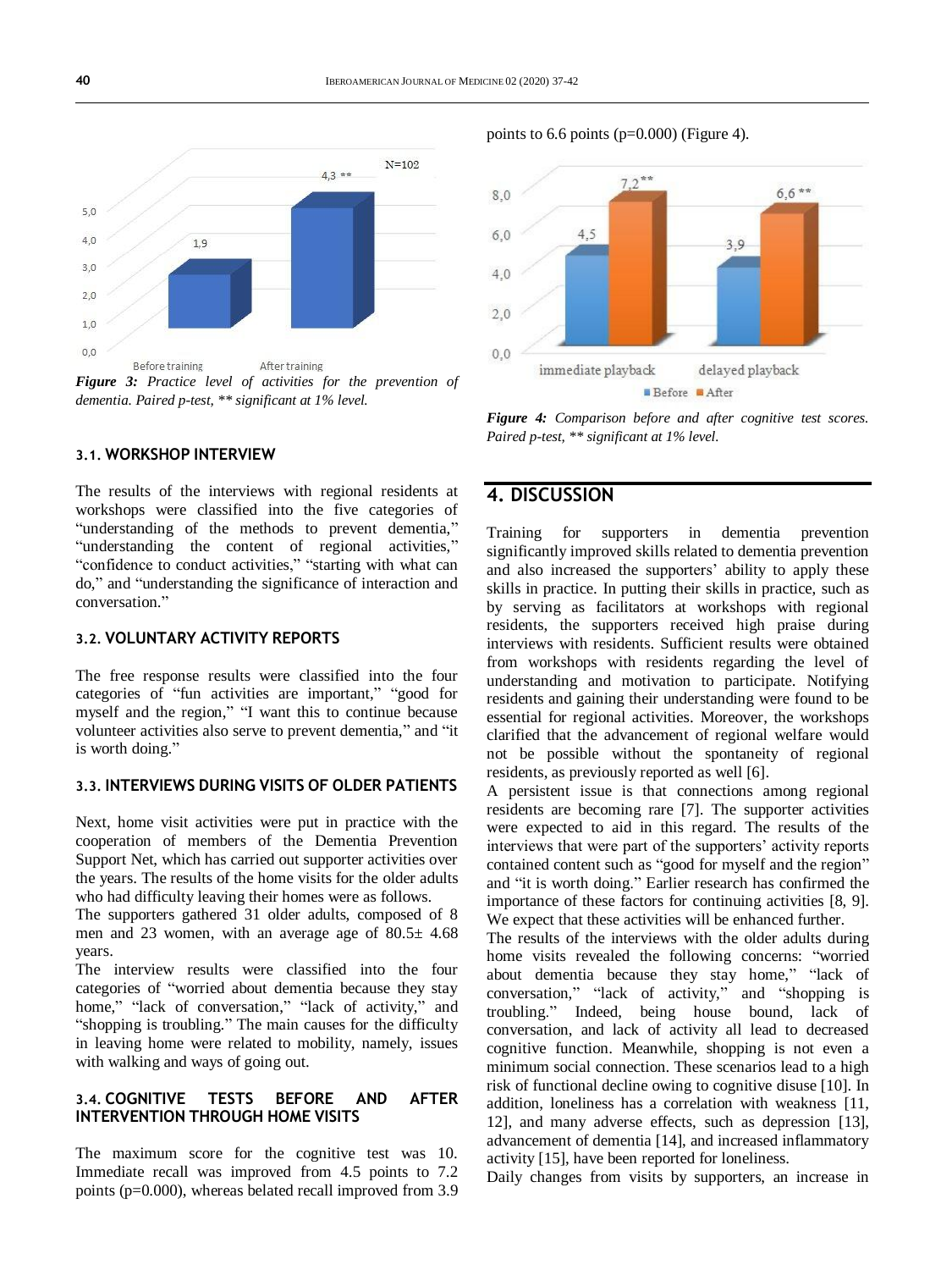*Figure 3: Practice level of activities for the prevention of dementia. Paired p-test, ** significant at 1% level.*

### 3.1. WORKSHOP INTERVIEW

The results of the interviews with regional residents at workshops were classified into the five categories of "understanding of the methods to prevent dementia," "understanding the content of regional activities," "confidence to conduct activities," "starting with what can do," and "understanding the significance of interaction and conversation."

### 3.2. VOLUNTARY ACTIVITY REPORTS

The free response results were classified into the four categories of "fun activities are important," "good for myself and the region," "I want this to continue because volunteer activities also serve to prevent dementia," and "it is worth doing."

### 3.3. INTERVIEWS DURING VISITS OF OLDER PATIENTS

Next, home visit activities were put in practice with the cooperation of members of the Dementia Prevention Support Net, which has carried out supporter activities over the years. The results of the home visits for the older adults who had difficulty leaving their homes were as follows.

The supporters gathered 31 older adults, composed of 8 men and 23 women, with an average age of 80.5± 4.68 years.

The interview results were classified into the four categories of "worried about dementia because they stay home," "lack of conversation," "lack of activity," and "shopping is troubling." The main causes for the difficulty in leaving home were related to mobility, namely, issues with walking and ways of going out.

### 3.4. COGNITIVE TESTS BEFORE AND AFTER INTERVENTION THROUGH HOME VISITS

The maximum score for the cognitive test was 10. Immediate recall was improved from 4.5 points to 7.2 points (p=0.000), whereas belated recall improved from 3.9 points to 6.6 points (p=0.000) (Figure 4).

*Figure 4: Comparison before and after cognitive test scores. Paired p-test, ** significant at 1% level.*

## 4. DISCUSSION

Training for supporters in dementia prevention significantly improved skills related to dementia prevention and also increased the supporters' ability to apply these skills in practice. In putting their skills in practice, such as by serving as facilitators at workshops with regional residents, the supporters received high praise during interviews with residents. Sufficient results were obtained from workshops with residents regarding the level of understanding and motivation to participate. Notifying residents and gaining their understanding were found to be essential for regional activities. Moreover, the workshops clarified that the advancement of regional welfare would not be possible without the spontaneity of regional residents, as previously reported as well [6].

A persistent issue is that connections among regional residents are becoming rare [7]. The supporter activities were expected to aid in this regard. The results of the interviews that were part of the supporters' activity reports contained content such as "good for myself and the region" and "it is worth doing." Earlier research has confirmed the importance of these factors for continuing activities [8, 9]. We expect that these activities will be enhanced further.

The results of the interviews with the older adults during home visits revealed the following concerns: "worried about dementia because they stay home," "lack of conversation," "lack of activity," and "shopping is troubling." Indeed, being house bound, lack of conversation, and lack of activity all lead to decreased cognitive function. Meanwhile, shopping is not even a minimum social connection. These scenarios lead to a high risk of functional decline owing to cognitive disuse [10]. In addition, loneliness has a correlation with weakness [11, 12], and many adverse effects, such as depression [13], advancement of dementia [14], and increased inflammatory activity [15], have been reported for loneliness.

Daily changes from visits by supporters, an increase in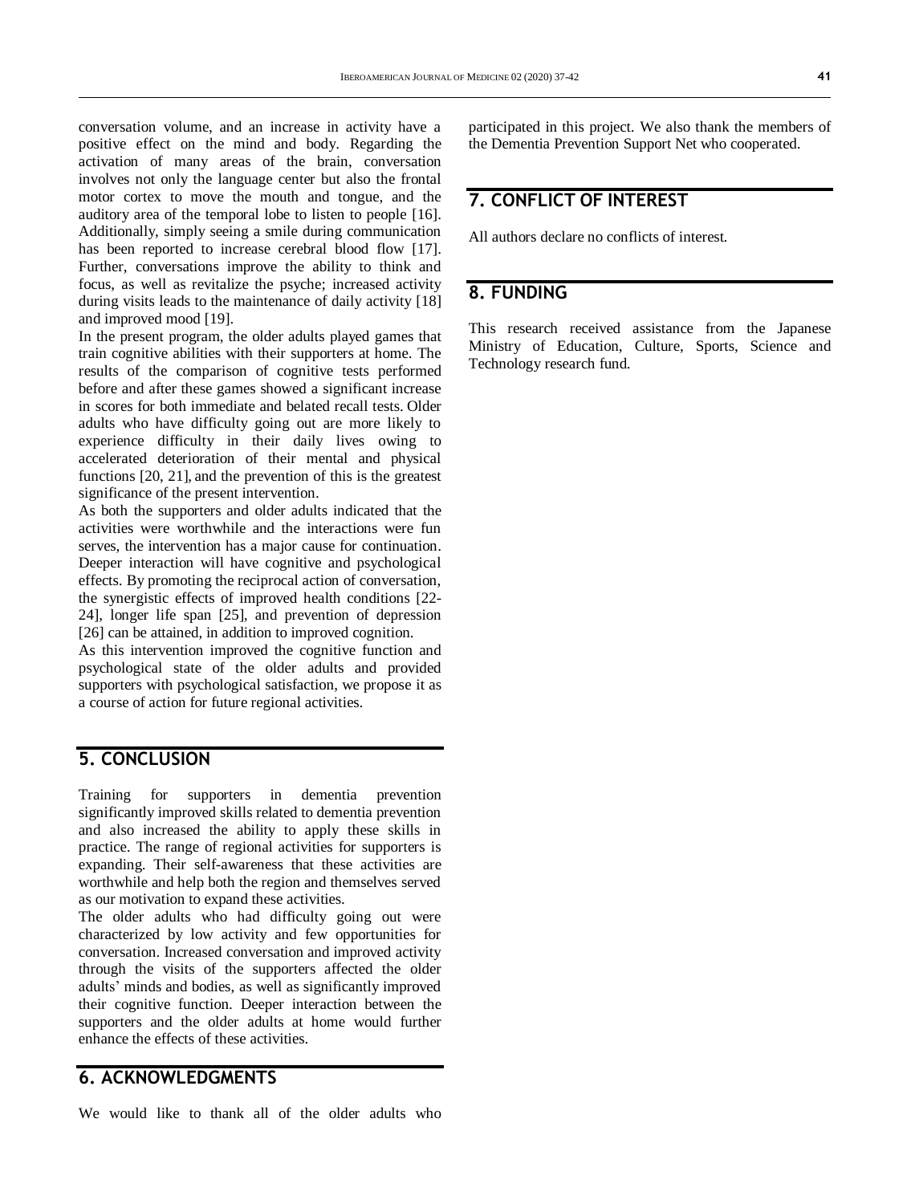conversation volume, and an increase in activity have a positive effect on the mind and body. Regarding the activation of many areas of the brain, conversation involves not only the language center but also the frontal motor cortex to move the mouth and tongue, and the auditory area of the temporal lobe to listen to people [16]. Additionally, simply seeing a smile during communication has been reported to increase cerebral blood flow [17]. Further, conversations improve the ability to think and focus, as well as revitalize the psyche; increased activity during visits leads to the maintenance of daily activity [18] and improved mood [19].

In the present program, the older adults played games that train cognitive abilities with their supporters at home. The results of the comparison of cognitive tests performed before and after these games showed a significant increase in scores for both immediate and belated recall tests. Older adults who have difficulty going out are more likely to experience difficulty in their daily lives owing to accelerated deterioration of their mental and physical functions [20, 21], and the prevention of this is the greatest significance of the present intervention.

As both the supporters and older adults indicated that the activities were worthwhile and the interactions were fun serves, the intervention has a major cause for continuation. Deeper interaction will have cognitive and psychological effects. By promoting the reciprocal action of conversation, the synergistic effects of improved health conditions [22-24], longer life span [25], and prevention of depression [26] can be attained, in addition to improved cognition.

As this intervention improved the cognitive function and psychological state of the older adults and provided supporters with psychological satisfaction, we propose it as a course of action for future regional activities.

## 5. CONCLUSION

Training for supporters in dementia prevention significantly improved skills related to dementia prevention and also increased the ability to apply these skills in practice. The range of regional activities for supporters is expanding. Their self-awareness that these activities are worthwhile and help both the region and themselves served as our motivation to expand these activities.

The older adults who had difficulty going out were characterized by low activity and few opportunities for conversation. Increased conversation and improved activity through the visits of the supporters affected the older adults' minds and bodies, as well as significantly improved their cognitive function. Deeper interaction between the supporters and the older adults at home would further enhance the effects of these activities.

## 6. ACKNOWLEDGMENTS

We would like to thank all of the older adults who participated in this project. We also thank the members of the Dementia Prevention Support Net who cooperated.

## 7. CONFLICT OF INTEREST

All authors declare no conflicts of interest.

## 8. FUNDING

This research received assistance from the Japanese Ministry of Education, Culture, Sports, Science and Technology research fund.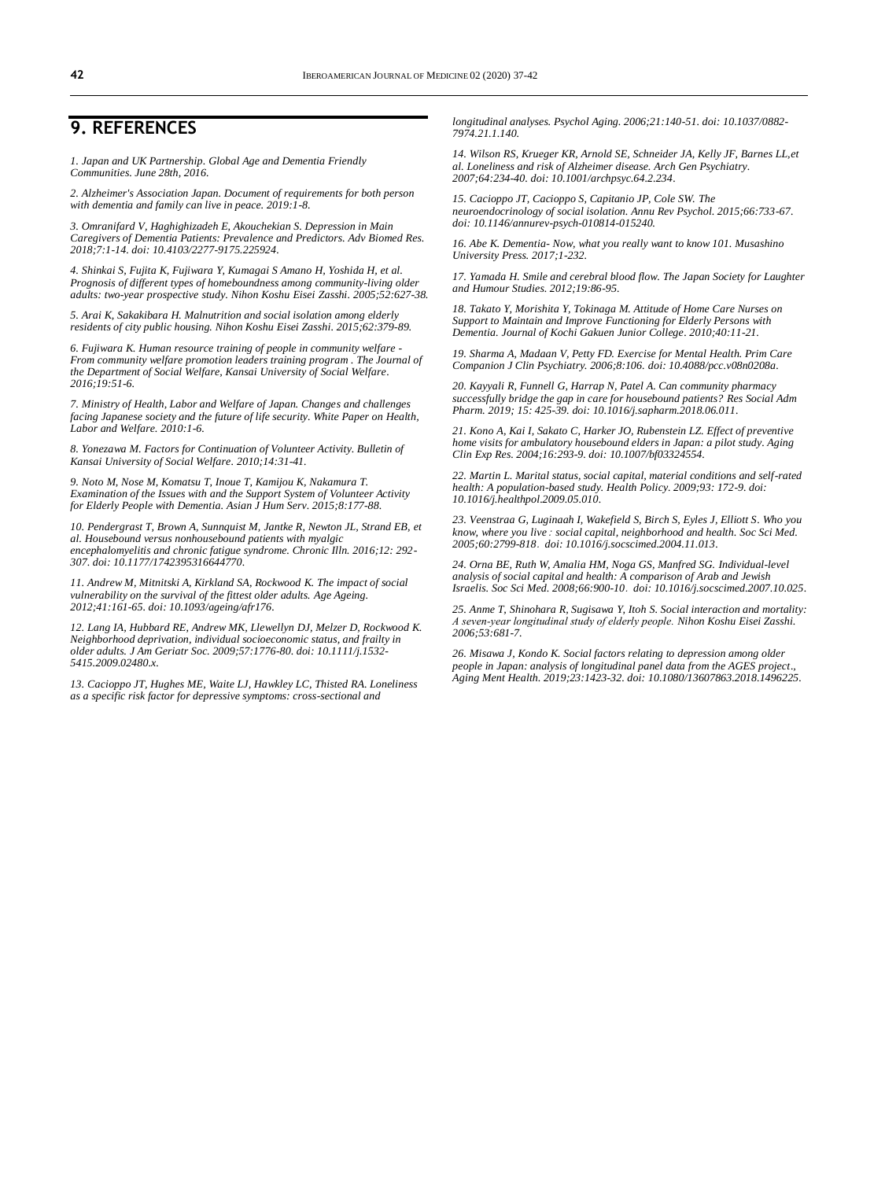## 9. REFERENCES

*1. Japan and UK Partnership. Global Age and Dementia Friendly Communities. June 28th, 2016.*

*2. Alzheimer's Association Japan. Document of requirements for both person with dementia and family can live in peace. 2019:1-8.*

*3. Omranifard V, Haghighizadeh E, Akouchekian S. Depression in Main Caregivers of Dementia Patients: Prevalence and Predictors. Adv Biomed Res. 2018;7:1-14. doi: 10.4103/2277-9175.225924.*

*4. Shinkai S, Fujita K, Fujiwara Y, Kumagai S Amano H, Yoshida H, et al. Prognosis of different types of homeboundness among community-living older adults: two-year prospective study. Nihon Koshu Eisei Zasshi. 2005;52:627-38.*

*5. Arai K, Sakakibara H. Malnutrition and social isolation among elderly residents of city public housing. Nihon Koshu Eisei Zasshi. 2015;62:379-89.*

*6. Fujiwara K. Human resource training of people in community welfare - From community welfare promotion leaders training program . The Journal of the Department of Social Welfare, Kansai University of Social Welfare. 2016;19:51-6.*

*7. Ministry of Health, Labor and Welfare of Japan. Changes and challenges facing Japanese society and the future of life security. White Paper on Health, Labor and Welfare. 2010:1-6.*

*8. Yonezawa M. Factors for Continuation of Volunteer Activity. Bulletin of Kansai University of Social Welfare. 2010;14:31-41.*

*9. Noto M, Nose M, Komatsu T, Inoue T, Kamijou K, Nakamura T. Examination of the Issues with and the Support System of Volunteer Activity for Elderly People with Dementia. Asian J Hum Serv. 2015;8:177-88.*

*10. Pendergrast T, Brown A, Sunnquist M, Jantke R, Newton JL, Strand EB, et al. Housebound versus nonhousebound patients with myalgic encephalomyelitis and chronic fatigue syndrome. Chronic Illn. 2016;12: 292-307. doi: 10.1177/1742395316644770.*

*11. Andrew M, Mitnitski A, Kirkland SA, Rockwood K. The impact of social vulnerability on the survival of the fittest older adults. Age Ageing. 2012;41:161-65. doi: 10.1093/ageing/afr176.*

*12. Lang IA, Hubbard RE, Andrew MK, Llewellyn DJ, Melzer D, Rockwood K. Neighborhood deprivation, individual socioeconomic status, and frailty in older adults. J Am Geriatr Soc. 2009;57:1776-80. doi: 10.1111/j.1532-5415.2009.02480.x.*

*13. Cacioppo JT, Hughes ME, Waite LJ, Hawkley LC, Thisted RA. Loneliness as a specific risk factor for depressive symptoms: cross-sectional and longitudinal analyses. Psychol Aging. 2006;21:140-51. doi: 10.1037/0882-7974.21.1.140.*

*14. Wilson RS, Krueger KR, Arnold SE, Schneider JA, Kelly JF, Barnes LL,et al. Loneliness and risk of Alzheimer disease. Arch Gen Psychiatry. 2007;64:234-40. doi: 10.1001/archpsyc.64.2.234.*

*15. Cacioppo JT, Cacioppo S, Capitanio JP, Cole SW. The neuroendocrinology of social isolation. Annu Rev Psychol. 2015;66:733-67. doi: 10.1146/annurev-psych-010814-015240.*

*16. Abe K. Dementia- Now, what you really want to know 101. Musashino University Press. 2017;1-232.*

*17. Yamada H. Smile and cerebral blood flow. The Japan Society for Laughter and Humour Studies. 2012;19:86-95.*

*18. Takato Y, Morishita Y, Tokinaga M. Attitude of Home Care Nurses on Support to Maintain and Improve Functioning for Elderly Persons with Dementia. Journal of Kochi Gakuen Junior College. 2010;40:11-21.*

*19. Sharma A, Madaan V, Petty FD. Exercise for Mental Health. Prim Care Companion J Clin Psychiatry. 2006;8:106. doi: 10.4088/pcc.v08n0208a.*

*20. Kayyali R, Funnell G, Harrap N, Patel A. Can community pharmacy successfully bridge the gap in care for housebound patients? Res Social Adm Pharm. 2019; 15: 425-39. doi: 10.1016/j.sapharm.2018.06.011.*

*21. Kono A, Kai I, Sakato C, Harker JO, Rubenstein LZ. Effect of preventive home visits for ambulatory housebound elders in Japan: a pilot study. Aging Clin Exp Res. 2004;16:293-9. doi: 10.1007/bf03324554.*

*22. Martin L. Marital status, social capital, material conditions and self-rated health: A population-based study. Health Policy. 2009;93: 172-9. doi: 10.1016/j.healthpol.2009.05.010.*

*23. Veenstraa G, Luginaah I, Wakefield S, Birch S, Eyles J, Elliott S. Who you know, where you live : social capital, neighborhood and health. Soc Sci Med. 2005;60:2799-818. doi: 10.1016/j.socscimed.2004.11.013.*

*24. Orna BE, Ruth W, Amalia HM, Noga GS, Manfred SG. Individual-level analysis of social capital and health: A comparison of Arab and Jewish Israelis. Soc Sci Med. 2008;66:900-10. doi: 10.1016/j.socscimed.2007.10.025.*

*25. Anme T, Shinohara R, Sugisawa Y, Itoh S. Social interaction and mortality: A seven-year longitudinal study of elderly people. Nihon Koshu Eisei Zasshi. 2006;53:681-7.*

*26. Misawa J, Kondo K. Social factors relating to depression among older people in Japan: analysis of longitudinal panel data from the AGES project., Aging Ment Health. 2019;23:1423-32. doi: 10.1080/13607863.2018.1496225.*